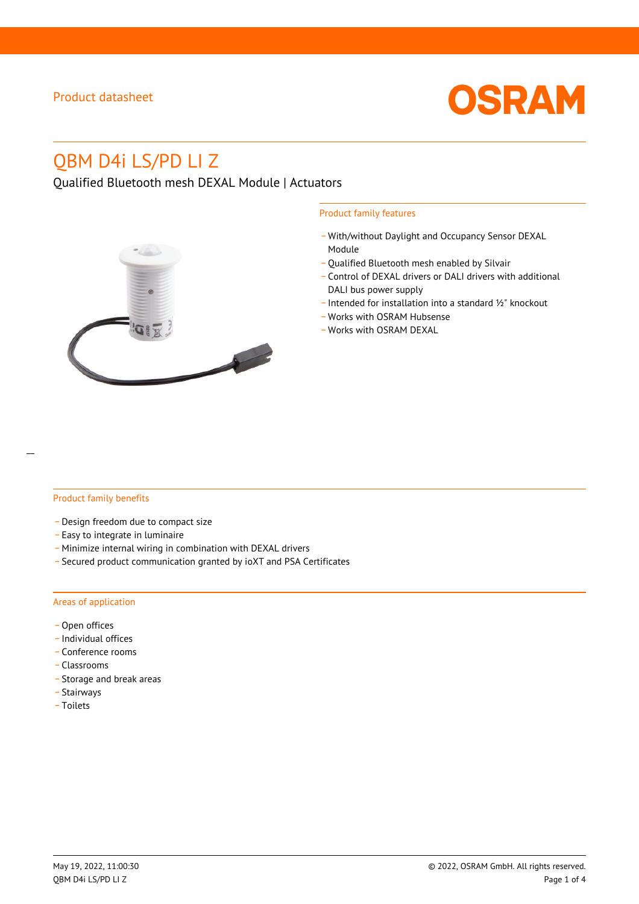Product datasheet

# QBM D4i LS/PD LI Z

Qualified Bluetooth mesh DEXAL Module | Actuators

## Product family features

- With/without Daylight and Occupancy Sensor DEXAL Module
- Qualified Bluetooth mesh enabled by Silvair
- Control of DEXAL drivers or DALI drivers with additional DALI bus power supply
- Intended for installation into a standard ½" knockout
- Works with OSRAM Hubsense
- Works with OSRAM DEXAL

## Product family benefits

- Design freedom due to compact size
- Easy to integrate in luminaire
- Minimize internal wiring in combination with DEXAL drivers
- Secured product communication granted by ioXT and PSA Certificates

## Areas of application

- Open offices
- Individual offices
- Conference rooms
- Classrooms
- Storage and break areas
- Stairways
- Toilets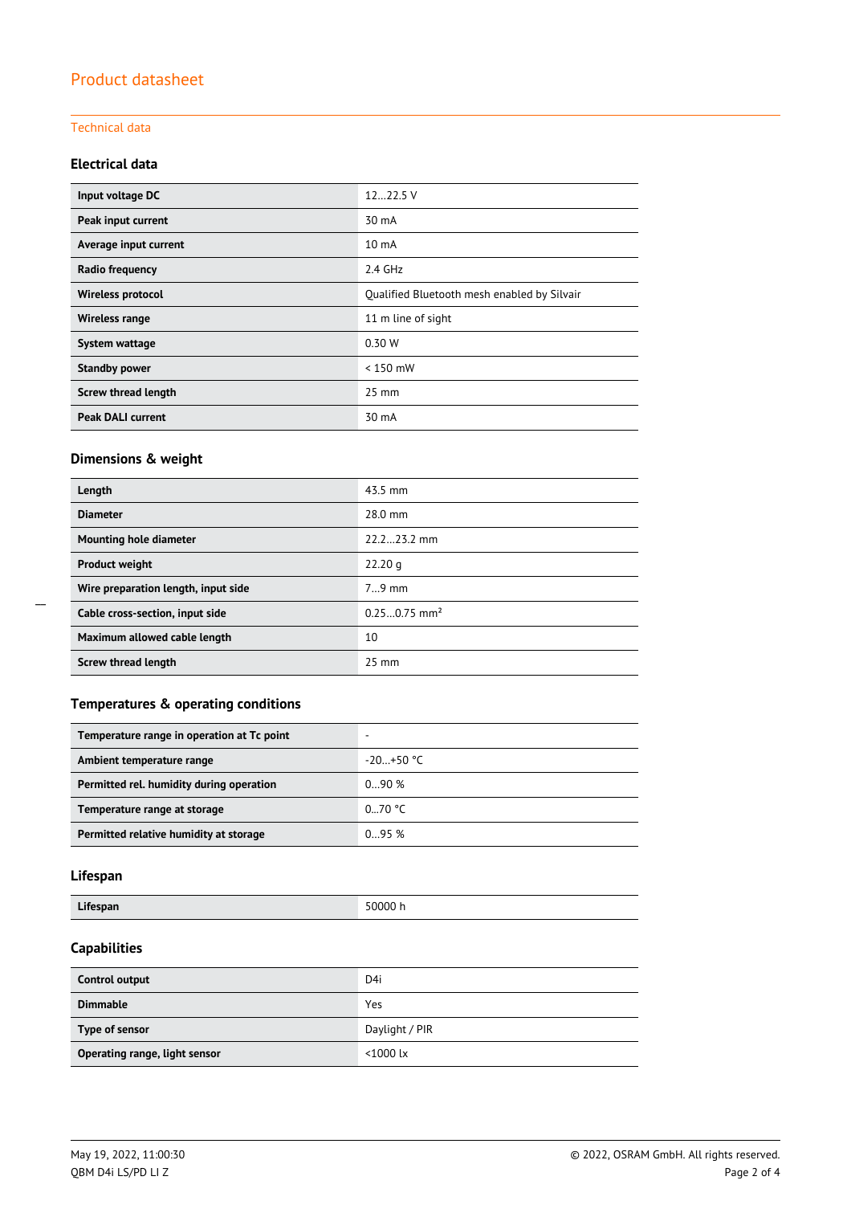# Product datasheet

## Technical data

### Electrical data

| | |
|---|---|
| **Input voltage DC** | 12…22.5 V |
| **Peak input current** | 30 mA |
| **Average input current** | 10 mA |
| **Radio frequency** | 2.4 GHz |
| **Wireless protocol** | Qualified Bluetooth mesh enabled by Silvair |
| **Wireless range** | 11 m line of sight |
| **System wattage** | 0.30 W |
| **Standby power** | < 150 mW |
| **Screw thread length** | 25 mm |
| **Peak DALI current** | 30 mA |

### Dimensions & weight

| | |
|---|---|
| **Length** | 43.5 mm |
| **Diameter** | 28.0 mm |
| **Mounting hole diameter** | 22.2…23.2 mm |
| **Product weight** | 22.20 g |
| **Wire preparation length, input side** | 7…9 mm |
| **Cable cross-section, input side** | 0.25…0.75 mm² |
| **Maximum allowed cable length** | 10 |
| **Screw thread length** | 25 mm |

### Temperatures & operating conditions

| | |
|---|---|
| **Temperature range in operation at Tc point** | - |
| **Ambient temperature range** | -20…+50 °C |
| **Permitted rel. humidity during operation** | 0…90 % |
| **Temperature range at storage** | 0…70 °C |
| **Permitted relative humidity at storage** | 0…95 % |

### Lifespan

| | |
|---|---|
| **Lifespan** | 50000 h |

### Capabilities

| | |
|---|---|
| **Control output** | D4i |
| **Dimmable** | Yes |
| **Type of sensor** | Daylight / PIR |
| **Operating range, light sensor** | <1000 lx |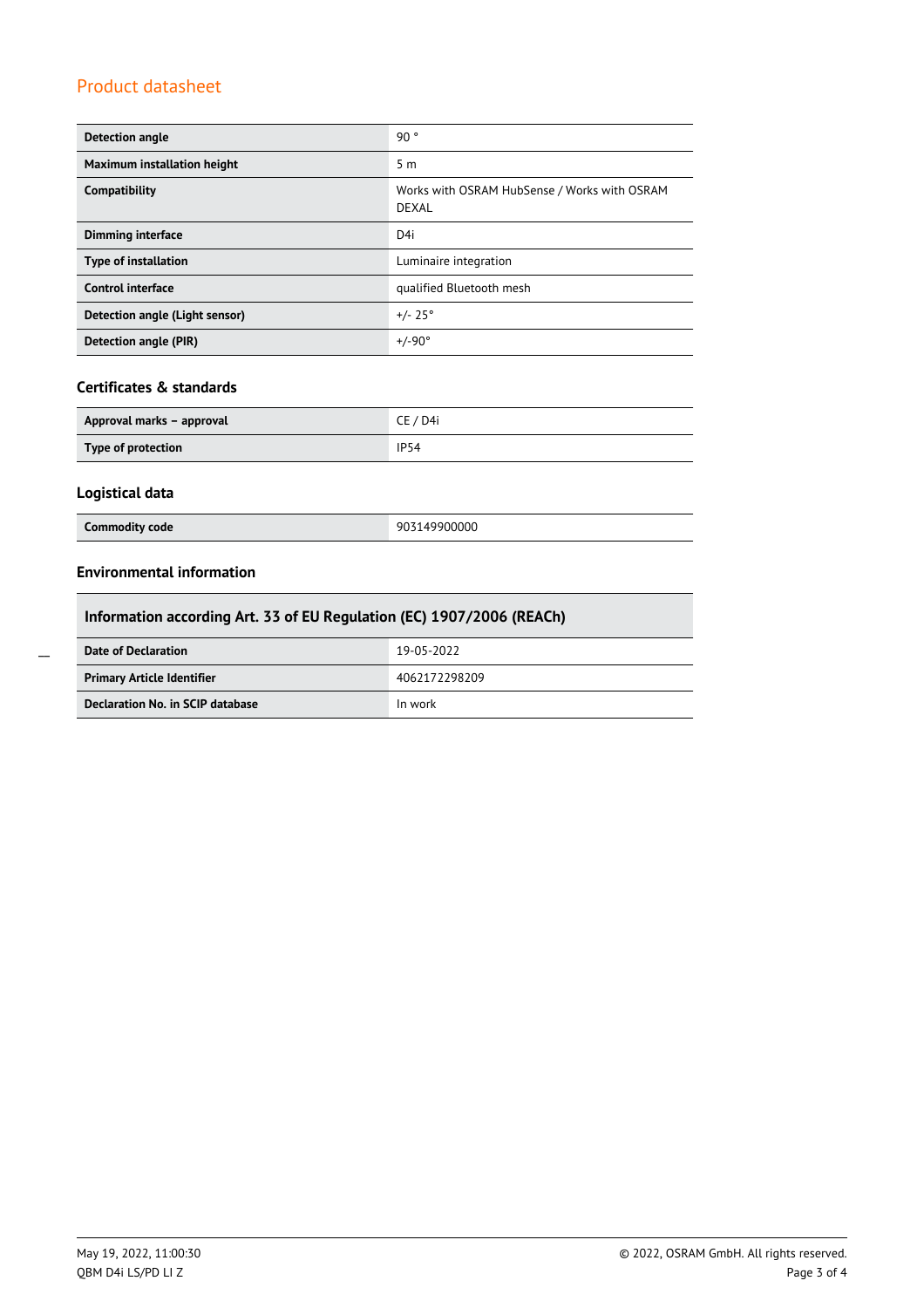| | |
|---|---|
| **Detection angle** | 90 ° |
| **Maximum installation height** | 5 m |
| **Compatibility** | Works with OSRAM HubSense / Works with OSRAM DEXAL |
| **Dimming interface** | D4i |
| **Type of installation** | Luminaire integration |
| **Control interface** | qualified Bluetooth mesh |
| **Detection angle (Light sensor)** | +/- 25° |
| **Detection angle (PIR)** | +/-90° |

### Certificates & standards

| | |
|---|---|
| **Approval marks – approval** | CE / D4i |
| **Type of protection** | IP54 |

### Logistical data

| | |
|---|---|
| **Commodity code** | 903149900000 |

### Environmental information

| Information according Art. 33 of EU Regulation (EC) 1907/2006 (REACh) | |
|---|---|
| **Date of Declaration** | 19-05-2022 |
| **Primary Article Identifier** | 4062172298209 |
| **Declaration No. in SCIP database** | In work |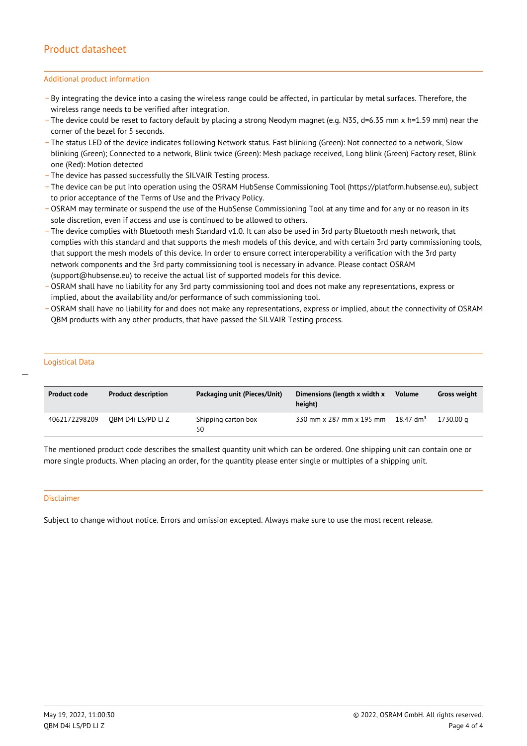## Additional product information

- By integrating the device into a casing the wireless range could be affected, in particular by metal surfaces. Therefore, the wireless range needs to be verified after integration.
- The device could be reset to factory default by placing a strong Neodym magnet (e.g. N35, d=6.35 mm x h=1.59 mm) near the corner of the bezel for 5 seconds.
- The status LED of the device indicates following Network status. Fast blinking (Green): Not connected to a network, Slow blinking (Green); Connected to a network, Blink twice (Green): Mesh package received, Long blink (Green) Factory reset, Blink one (Red): Motion detected
- The device has passed successfully the SILVAIR Testing process.
- The device can be put into operation using the OSRAM HubSense Commissioning Tool (https://platform.hubsense.eu), subject to prior acceptance of the Terms of Use and the Privacy Policy.
- OSRAM may terminate or suspend the use of the HubSense Commissioning Tool at any time and for any or no reason in its sole discretion, even if access and use is continued to be allowed to others.
- The device complies with Bluetooth mesh Standard v1.0. It can also be used in 3rd party Bluetooth mesh network, that complies with this standard and that supports the mesh models of this device, and with certain 3rd party commissioning tools, that support the mesh models of this device. In order to ensure correct interoperability a verification with the 3rd party network components and the 3rd party commissioning tool is necessary in advance. Please contact OSRAM (support@hubsense.eu) to receive the actual list of supported models for this device.
- OSRAM shall have no liability for any 3rd party commissioning tool and does not make any representations, express or implied, about the availability and/or performance of such commissioning tool.
- OSRAM shall have no liability for and does not make any representations, express or implied, about the connectivity of OSRAM QBM products with any other products, that have passed the SILVAIR Testing process.

## Logistical Data

| Product code | Product description | Packaging unit (Pieces/Unit) | Dimensions (length x width x height) | Volume | Gross weight |
|---|---|---|---|---|---|
| 4062172298209 | QBM D4i LS/PD LI Z | Shipping carton box 50 | 330 mm x 287 mm x 195 mm | 18.47 $dm^3$ | 1730.00 g |

The mentioned product code describes the smallest quantity unit which can be ordered. One shipping unit can contain one or more single products. When placing an order, for the quantity please enter single or multiples of a shipping unit.

## Disclaimer

Subject to change without notice. Errors and omission excepted. Always make sure to use the most recent release.